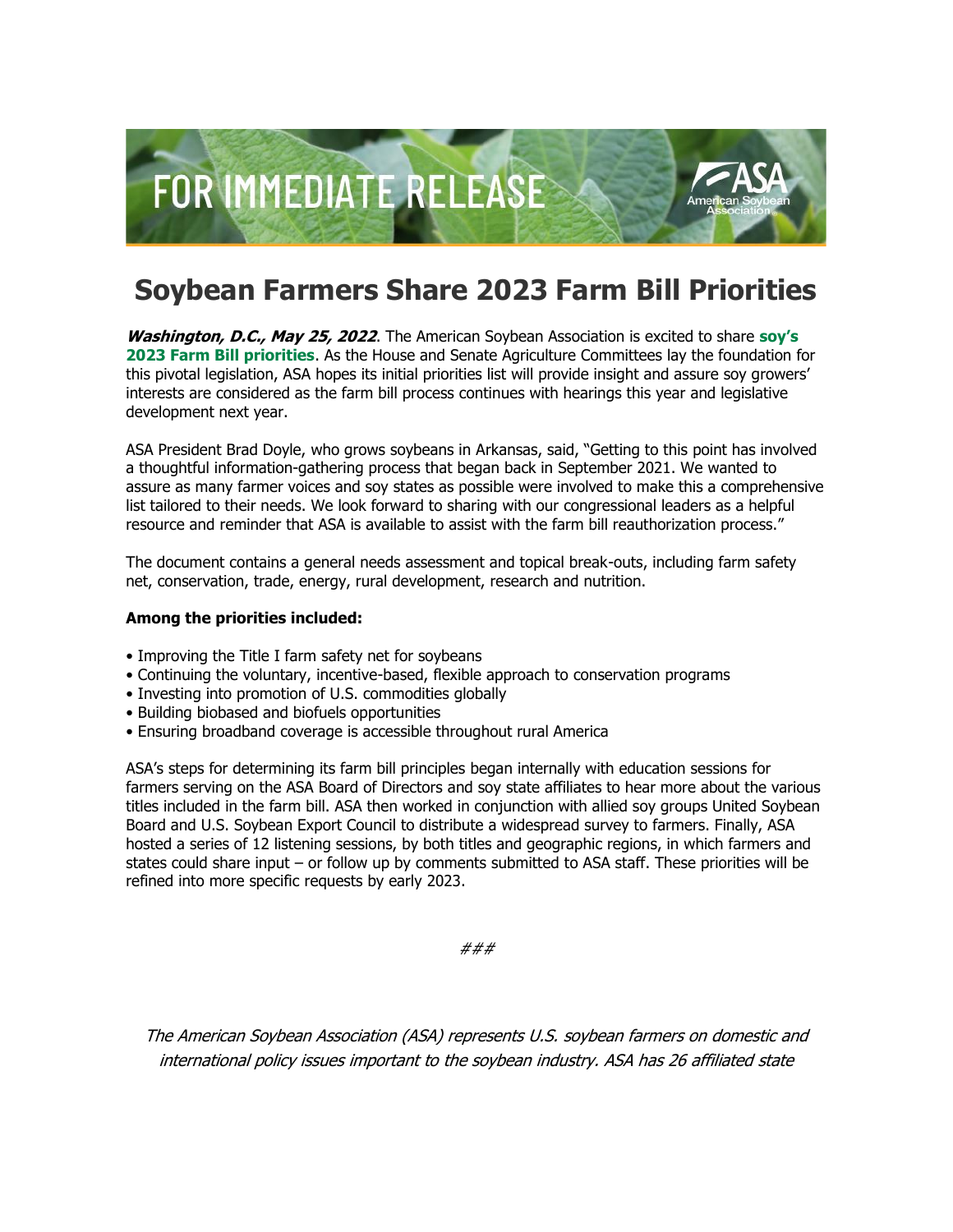FOR IMMEDIATE RELEASE

# Soybean Farmers Share 2023 Farm Bill Priorities

***Washington, D.C., May 25, 2022***. The American Soybean Association is excited to share **soy's 2023 Farm Bill priorities**. As the House and Senate Agriculture Committees lay the foundation for this pivotal legislation, ASA hopes its initial priorities list will provide insight and assure soy growers' interests are considered as the farm bill process continues with hearings this year and legislative development next year.

ASA President Brad Doyle, who grows soybeans in Arkansas, said, "Getting to this point has involved a thoughtful information-gathering process that began back in September 2021. We wanted to assure as many farmer voices and soy states as possible were involved to make this a comprehensive list tailored to their needs. We look forward to sharing with our congressional leaders as a helpful resource and reminder that ASA is available to assist with the farm bill reauthorization process."

The document contains a general needs assessment and topical break-outs, including farm safety net, conservation, trade, energy, rural development, research and nutrition.

**Among the priorities included:**

- Improving the Title I farm safety net for soybeans
- Continuing the voluntary, incentive-based, flexible approach to conservation programs
- Investing into promotion of U.S. commodities globally
- Building biobased and biofuels opportunities
- Ensuring broadband coverage is accessible throughout rural America

ASA's steps for determining its farm bill principles began internally with education sessions for farmers serving on the ASA Board of Directors and soy state affiliates to hear more about the various titles included in the farm bill. ASA then worked in conjunction with allied soy groups United Soybean Board and U.S. Soybean Export Council to distribute a widespread survey to farmers. Finally, ASA hosted a series of 12 listening sessions, by both titles and geographic regions, in which farmers and states could share input – or follow up by comments submitted to ASA staff. These priorities will be refined into more specific requests by early 2023.

*###*

*The American Soybean Association (ASA) represents U.S. soybean farmers on domestic and international policy issues important to the soybean industry. ASA has 26 affiliated state*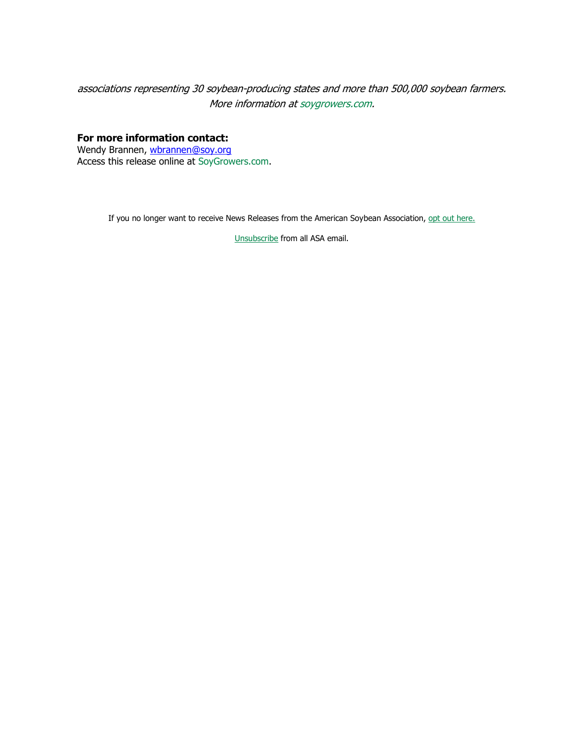*associations representing 30 soybean-producing states and more than 500,000 soybean farmers. More information at soygrowers.com.*

**For more information contact:**
Wendy Brannen, wbrannen@soy.org
Access this release online at SoyGrowers.com.

If you no longer want to receive News Releases from the American Soybean Association, opt out here.

Unsubscribe from all ASA email.